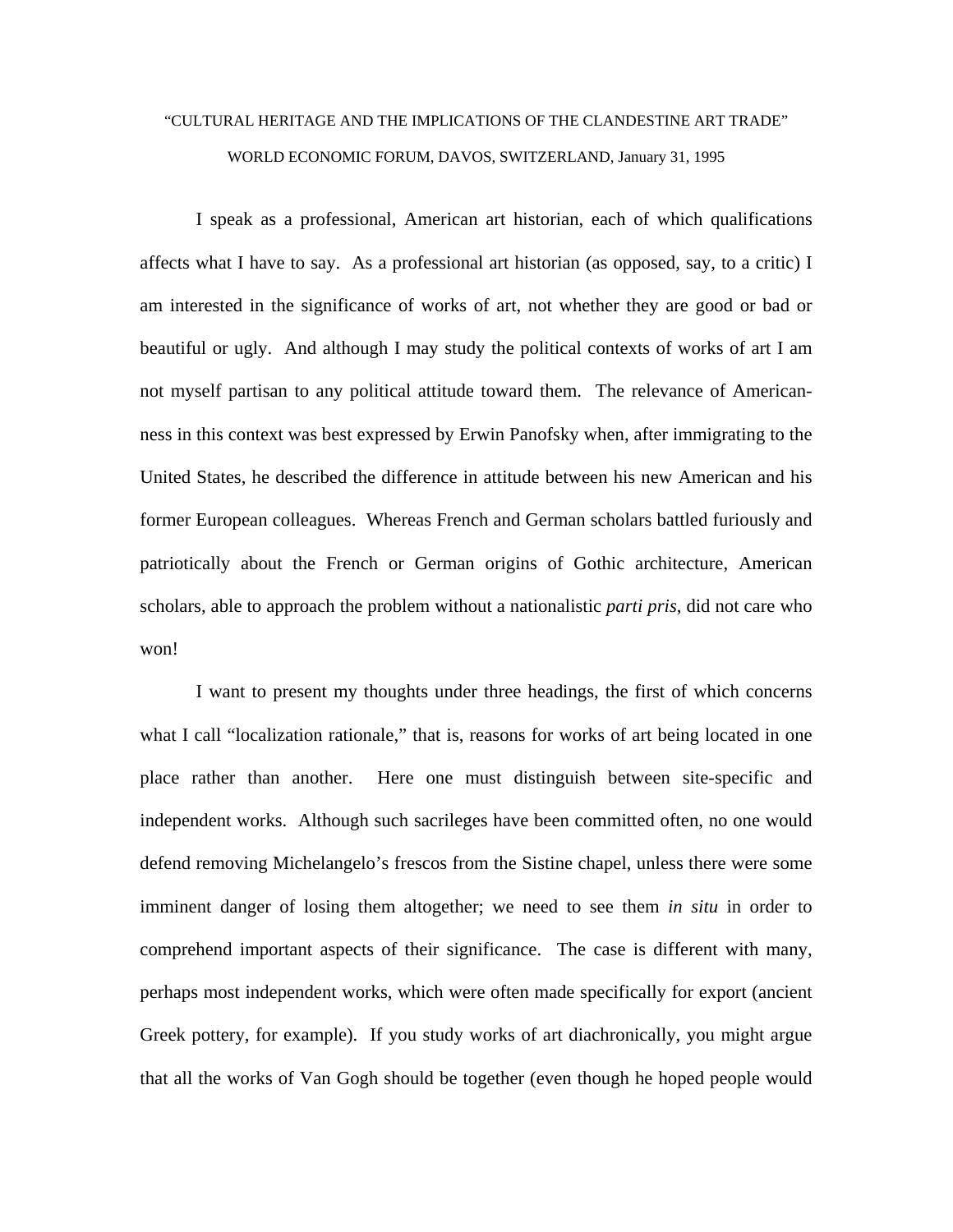# "CULTURAL HERITAGE AND THE IMPLICATIONS OF THE CLANDESTINE ART TRADE"

WORLD ECONOMIC FORUM, DAVOS, SWITZERLAND, January 31, 1995

I speak as a professional, American art historian, each of which qualifications affects what I have to say. As a professional art historian (as opposed, say, to a critic) I am interested in the significance of works of art, not whether they are good or bad or beautiful or ugly. And although I may study the political contexts of works of art I am not myself partisan to any political attitude toward them. The relevance of American-ness in this context was best expressed by Erwin Panofsky when, after immigrating to the United States, he described the difference in attitude between his new American and his former European colleagues. Whereas French and German scholars battled furiously and patriotically about the French or German origins of Gothic architecture, American scholars, able to approach the problem without a nationalistic *parti pris*, did not care who won!

I want to present my thoughts under three headings, the first of which concerns what I call "localization rationale," that is, reasons for works of art being located in one place rather than another. Here one must distinguish between site-specific and independent works. Although such sacrileges have been committed often, no one would defend removing Michelangelo's frescos from the Sistine chapel, unless there were some imminent danger of losing them altogether; we need to see them *in situ* in order to comprehend important aspects of their significance. The case is different with many, perhaps most independent works, which were often made specifically for export (ancient Greek pottery, for example). If you study works of art diachronically, you might argue that all the works of Van Gogh should be together (even though he hoped people would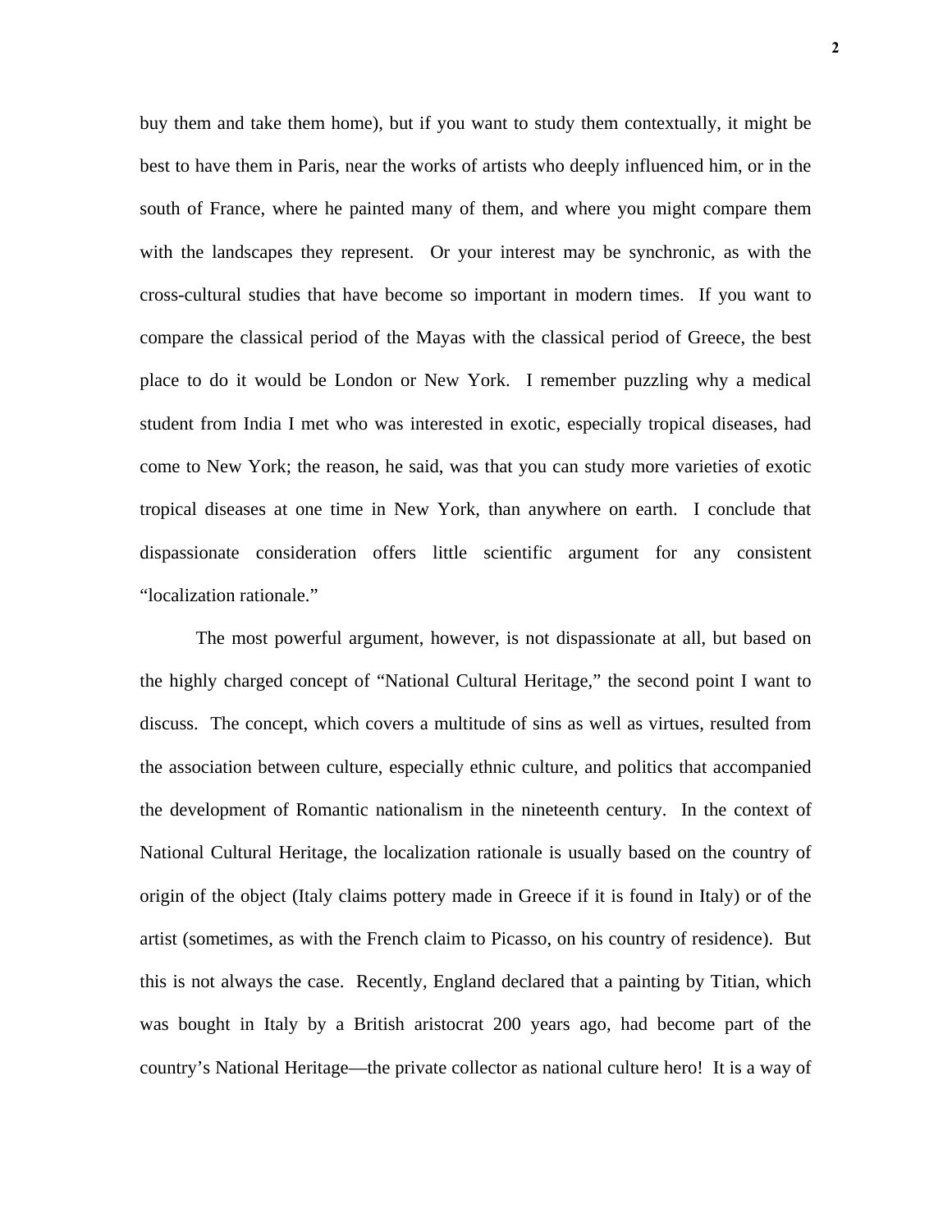buy them and take them home), but if you want to study them contextually, it might be best to have them in Paris, near the works of artists who deeply influenced him, or in the south of France, where he painted many of them, and where you might compare them with the landscapes they represent. Or your interest may be synchronic, as with the cross-cultural studies that have become so important in modern times. If you want to compare the classical period of the Mayas with the classical period of Greece, the best place to do it would be London or New York. I remember puzzling why a medical student from India I met who was interested in exotic, especially tropical diseases, had come to New York; the reason, he said, was that you can study more varieties of exotic tropical diseases at one time in New York, than anywhere on earth. I conclude that dispassionate consideration offers little scientific argument for any consistent "localization rationale."

The most powerful argument, however, is not dispassionate at all, but based on the highly charged concept of "National Cultural Heritage," the second point I want to discuss. The concept, which covers a multitude of sins as well as virtues, resulted from the association between culture, especially ethnic culture, and politics that accompanied the development of Romantic nationalism in the nineteenth century. In the context of National Cultural Heritage, the localization rationale is usually based on the country of origin of the object (Italy claims pottery made in Greece if it is found in Italy) or of the artist (sometimes, as with the French claim to Picasso, on his country of residence). But this is not always the case. Recently, England declared that a painting by Titian, which was bought in Italy by a British aristocrat 200 years ago, had become part of the country's National Heritage—the private collector as national culture hero! It is a way of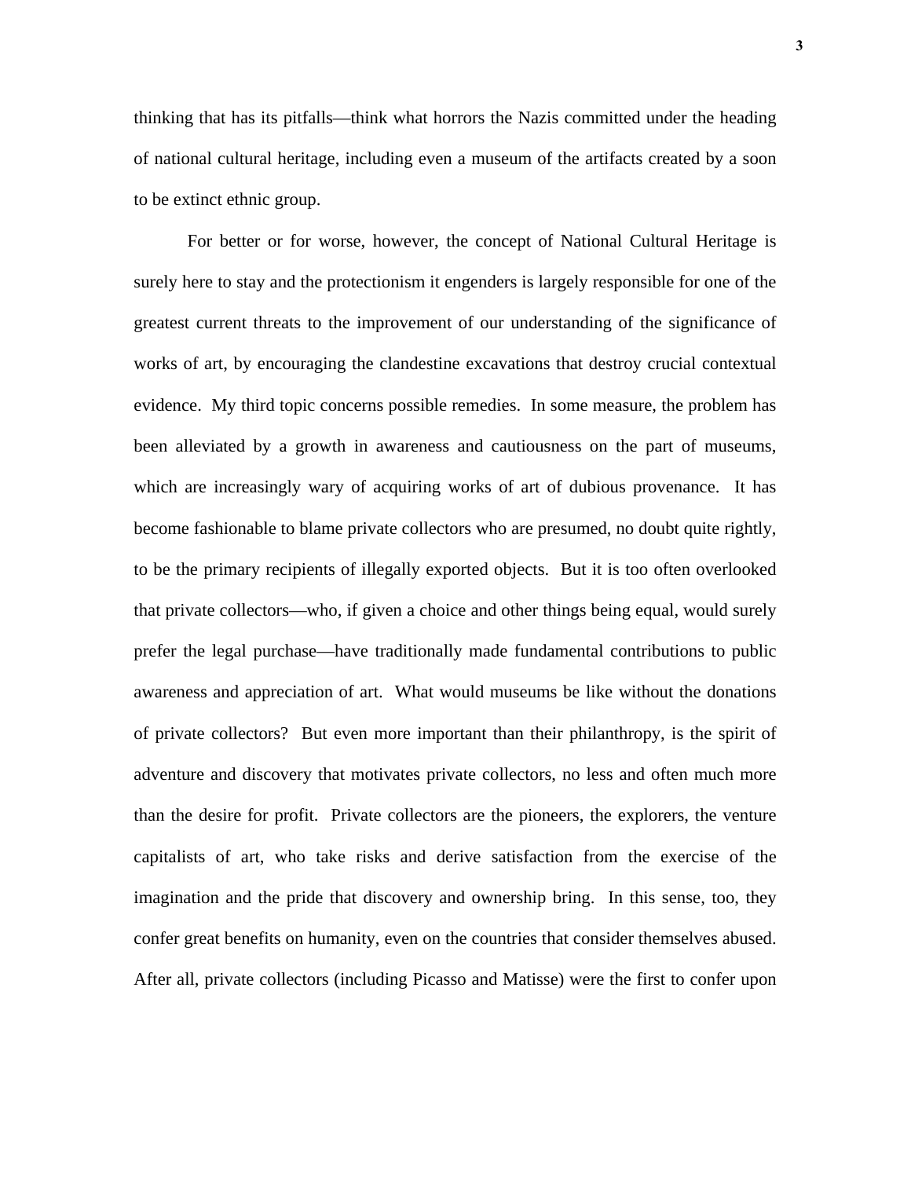thinking that has its pitfalls—think what horrors the Nazis committed under the heading of national cultural heritage, including even a museum of the artifacts created by a soon to be extinct ethnic group.

For better or for worse, however, the concept of National Cultural Heritage is surely here to stay and the protectionism it engenders is largely responsible for one of the greatest current threats to the improvement of our understanding of the significance of works of art, by encouraging the clandestine excavations that destroy crucial contextual evidence. My third topic concerns possible remedies. In some measure, the problem has been alleviated by a growth in awareness and cautiousness on the part of museums, which are increasingly wary of acquiring works of art of dubious provenance. It has become fashionable to blame private collectors who are presumed, no doubt quite rightly, to be the primary recipients of illegally exported objects. But it is too often overlooked that private collectors—who, if given a choice and other things being equal, would surely prefer the legal purchase—have traditionally made fundamental contributions to public awareness and appreciation of art. What would museums be like without the donations of private collectors? But even more important than their philanthropy, is the spirit of adventure and discovery that motivates private collectors, no less and often much more than the desire for profit. Private collectors are the pioneers, the explorers, the venture capitalists of art, who take risks and derive satisfaction from the exercise of the imagination and the pride that discovery and ownership bring. In this sense, too, they confer great benefits on humanity, even on the countries that consider themselves abused. After all, private collectors (including Picasso and Matisse) were the first to confer upon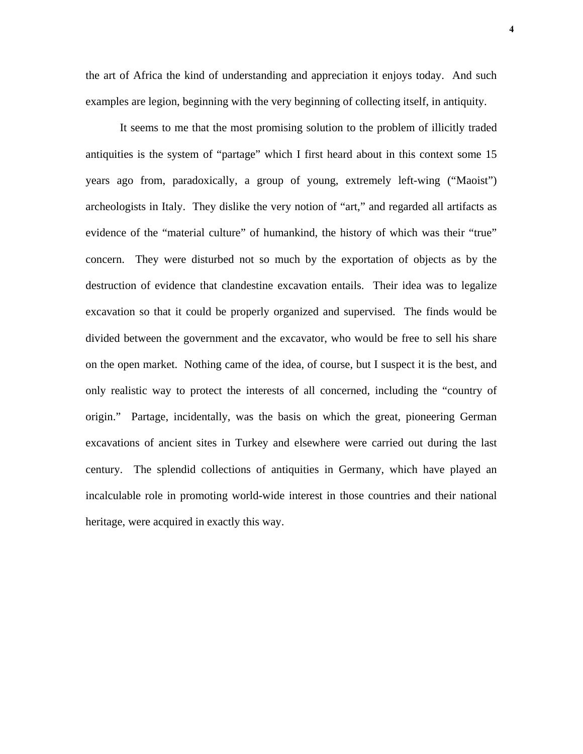the art of Africa the kind of understanding and appreciation it enjoys today. And such examples are legion, beginning with the very beginning of collecting itself, in antiquity.

It seems to me that the most promising solution to the problem of illicitly traded antiquities is the system of "partage" which I first heard about in this context some 15 years ago from, paradoxically, a group of young, extremely left-wing ("Maoist") archeologists in Italy. They dislike the very notion of "art," and regarded all artifacts as evidence of the "material culture" of humankind, the history of which was their "true" concern. They were disturbed not so much by the exportation of objects as by the destruction of evidence that clandestine excavation entails. Their idea was to legalize excavation so that it could be properly organized and supervised. The finds would be divided between the government and the excavator, who would be free to sell his share on the open market. Nothing came of the idea, of course, but I suspect it is the best, and only realistic way to protect the interests of all concerned, including the "country of origin." Partage, incidentally, was the basis on which the great, pioneering German excavations of ancient sites in Turkey and elsewhere were carried out during the last century. The splendid collections of antiquities in Germany, which have played an incalculable role in promoting world-wide interest in those countries and their national heritage, were acquired in exactly this way.